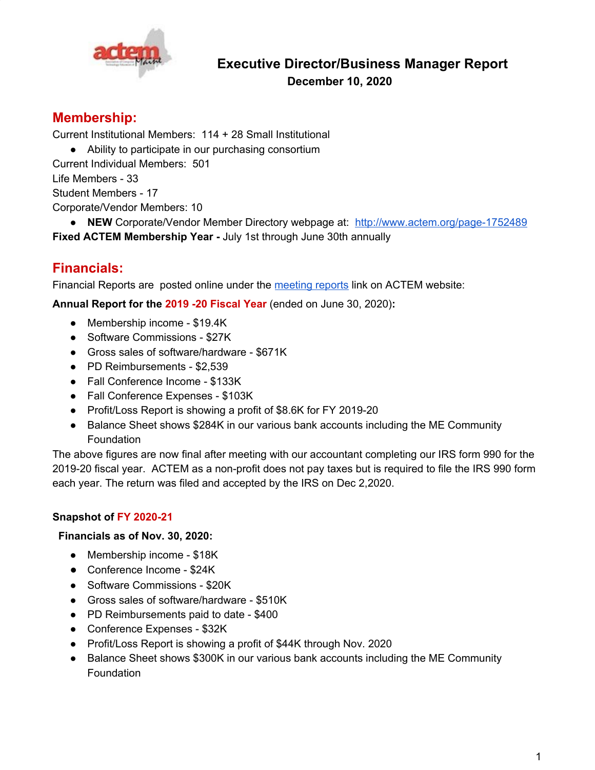# Executive Director/Business Manager Report

**December 10, 2020**

## Membership:

Current Institutional Members: 114 + 28 Small Institutional

- Ability to participate in our purchasing consortium

Current Individual Members: 501

Life Members - 33

Student Members - 17

Corporate/Vendor Members: 10

- **NEW** Corporate/Vendor Member Directory webpage at: [http://www.actem.org/page-1752489](http://www.actem.org/page-1752489)

**Fixed ACTEM Membership Year -** July 1st through June 30th annually

## Financials:

Financial Reports are posted online under the [meeting reports](#) link on ACTEM website:

**Annual Report for the 2019 -20 Fiscal Year** (ended on June 30, 2020)**:**

- Membership income - $19.4K
- Software Commissions - $27K
- Gross sales of software/hardware - $671K
- PD Reimbursements - $2,539
- Fall Conference Income - $133K
- Fall Conference Expenses - $103K
- Profit/Loss Report is showing a profit of $8.6K for FY 2019-20
- Balance Sheet shows $284K in our various bank accounts including the ME Community Foundation

The above figures are now final after meeting with our accountant completing our IRS form 990 for the 2019-20 fiscal year. ACTEM as a non-profit does not pay taxes but is required to file the IRS 990 form each year. The return was filed and accepted by the IRS on Dec 2,2020.

**Snapshot of FY 2020-21**

**Financials as of Nov. 30, 2020:**

- Membership income - $18K
- Conference Income - $24K
- Software Commissions - $20K
- Gross sales of software/hardware - $510K
- PD Reimbursements paid to date - $400
- Conference Expenses - $32K
- Profit/Loss Report is showing a profit of $44K through Nov. 2020
- Balance Sheet shows $300K in our various bank accounts including the ME Community Foundation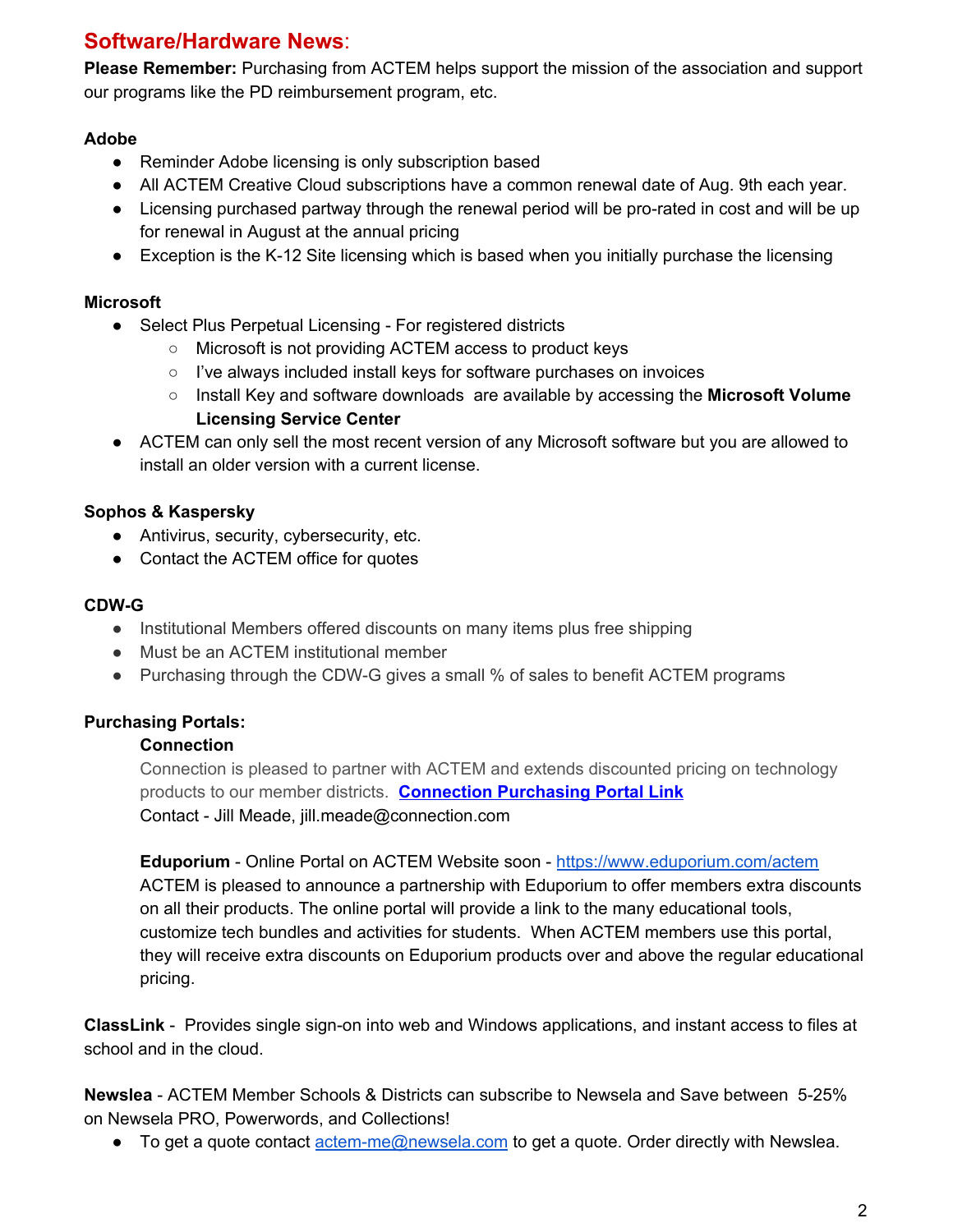## Software/Hardware News:

**Please Remember:** Purchasing from ACTEM helps support the mission of the association and support our programs like the PD reimbursement program, etc.

**Adobe**

- Reminder Adobe licensing is only subscription based
- All ACTEM Creative Cloud subscriptions have a common renewal date of Aug. 9th each year.
- Licensing purchased partway through the renewal period will be pro-rated in cost and will be up for renewal in August at the annual pricing
- Exception is the K-12 Site licensing which is based when you initially purchase the licensing

**Microsoft**

- Select Plus Perpetual Licensing - For registered districts
  - Microsoft is not providing ACTEM access to product keys
  - I've always included install keys for software purchases on invoices
  - Install Key and software downloads are available by accessing the **Microsoft Volume Licensing Service Center**
- ACTEM can only sell the most recent version of any Microsoft software but you are allowed to install an older version with a current license.

**Sophos & Kaspersky**

- Antivirus, security, cybersecurity, etc.
- Contact the ACTEM office for quotes

**CDW-G**

- Institutional Members offered discounts on many items plus free shipping
- Must be an ACTEM institutional member
- Purchasing through the CDW-G gives a small % of sales to benefit ACTEM programs

**Purchasing Portals:**

**Connection**

Connection is pleased to partner with ACTEM and extends discounted pricing on technology products to our member districts. **Connection Purchasing Portal Link**
Contact - Jill Meade, jill.meade@connection.com

**Eduporium** - Online Portal on ACTEM Website soon - https://www.eduporium.com/actem
ACTEM is pleased to announce a partnership with Eduporium to offer members extra discounts on all their products. The online portal will provide a link to the many educational tools, customize tech bundles and activities for students. When ACTEM members use this portal, they will receive extra discounts on Eduporium products over and above the regular educational pricing.

**ClassLink** - Provides single sign-on into web and Windows applications, and instant access to files at school and in the cloud.

**Newslea** - ACTEM Member Schools & Districts can subscribe to Newsela and Save between 5-25% on Newsela PRO, Powerwords, and Collections!

- To get a quote contact actem-me@newsela.com to get a quote. Order directly with Newslea.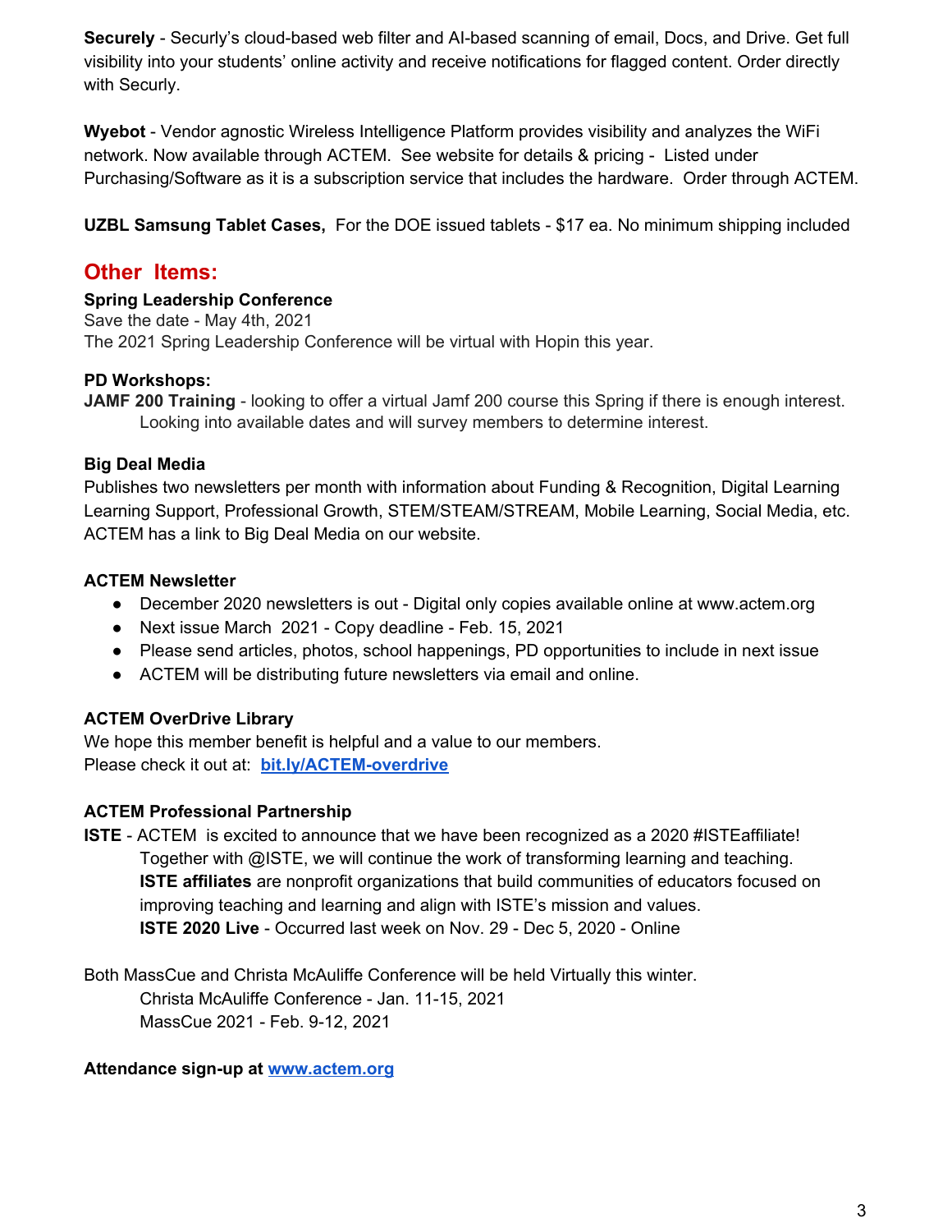**Securely** - Securly's cloud-based web filter and AI-based scanning of email, Docs, and Drive. Get full visibility into your students' online activity and receive notifications for flagged content. Order directly with Securly.

**Wyebot** - Vendor agnostic Wireless Intelligence Platform provides visibility and analyzes the WiFi network. Now available through ACTEM. See website for details & pricing - Listed under Purchasing/Software as it is a subscription service that includes the hardware. Order through ACTEM.

**UZBL Samsung Tablet Cases,** For the DOE issued tablets - $17 ea. No minimum shipping included

## Other Items:

**Spring Leadership Conference**
Save the date - May 4th, 2021
The 2021 Spring Leadership Conference will be virtual with Hopin this year.

**PD Workshops:**
**JAMF 200 Training** - looking to offer a virtual Jamf 200 course this Spring if there is enough interest. Looking into available dates and will survey members to determine interest.

**Big Deal Media**
Publishes two newsletters per month with information about Funding & Recognition, Digital Learning Learning Support, Professional Growth, STEM/STEAM/STREAM, Mobile Learning, Social Media, etc. ACTEM has a link to Big Deal Media on our website.

**ACTEM Newsletter**

- December 2020 newsletters is out - Digital only copies available online at www.actem.org
- Next issue March 2021 - Copy deadline - Feb. 15, 2021
- Please send articles, photos, school happenings, PD opportunities to include in next issue
- ACTEM will be distributing future newsletters via email and online.

**ACTEM OverDrive Library**
We hope this member benefit is helpful and a value to our members.
Please check it out at: **bit.ly/ACTEM-overdrive**

**ACTEM Professional Partnership**
**ISTE** - ACTEM is excited to announce that we have been recognized as a 2020 #ISTEaffiliate! Together with @ISTE, we will continue the work of transforming learning and teaching. **ISTE affiliates** are nonprofit organizations that build communities of educators focused on improving teaching and learning and align with ISTE's mission and values.
**ISTE 2020 Live** - Occurred last week on Nov. 29 - Dec 5, 2020 - Online

Both MassCue and Christa McAuliffe Conference will be held Virtually this winter.
Christa McAuliffe Conference - Jan. 11-15, 2021
MassCue 2021 - Feb. 9-12, 2021

**Attendance sign-up at www.actem.org**